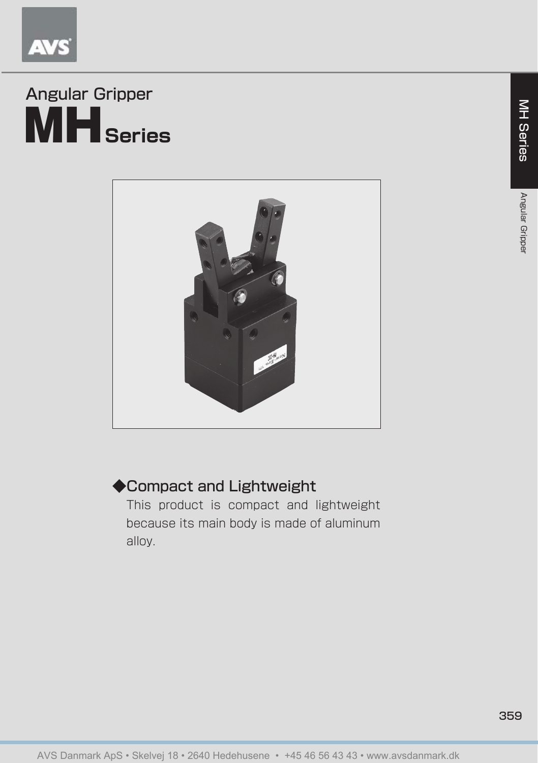# Angular Gripper

# MH Series

## ◆Compact and Lightweight

This product is compact and lightweight because its main body is made of aluminum alloy.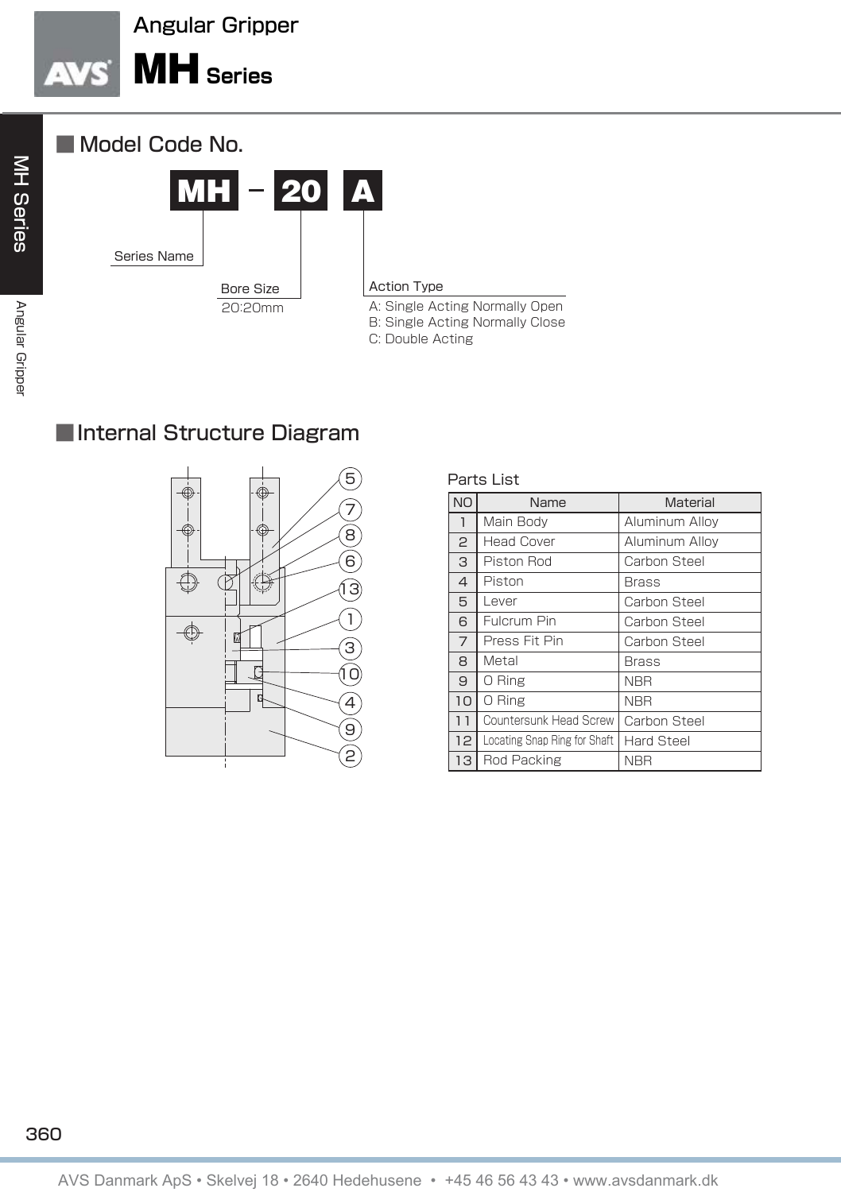# Angular Gripper

# MH Series

## Model Code No.

**MH** – **20** **A**

- Series Name
- Bore Size
  - 20:20mm
- Action Type
  - A: Single Acting Normally Open
  - B: Single Acting Normally Close
  - C: Double Acting

## Internal Structure Diagram

Parts List

| NO | Name | Material |
|---|---|---|
| 1 | Main Body | Aluminum Alloy |
| 2 | Head Cover | Aluminum Alloy |
| 3 | Piston Rod | Carbon Steel |
| 4 | Piston | Brass |
| 5 | Lever | Carbon Steel |
| 6 | Fulcrum Pin | Carbon Steel |
| 7 | Press Fit Pin | Carbon Steel |
| 8 | Metal | Brass |
| 9 | O Ring | NBR |
| 10 | O Ring | NBR |
| 11 | Countersunk Head Screw | Carbon Steel |
| 12 | Locating Snap Ring for Shaft | Hard Steel |
| 13 | Rod Packing | NBR |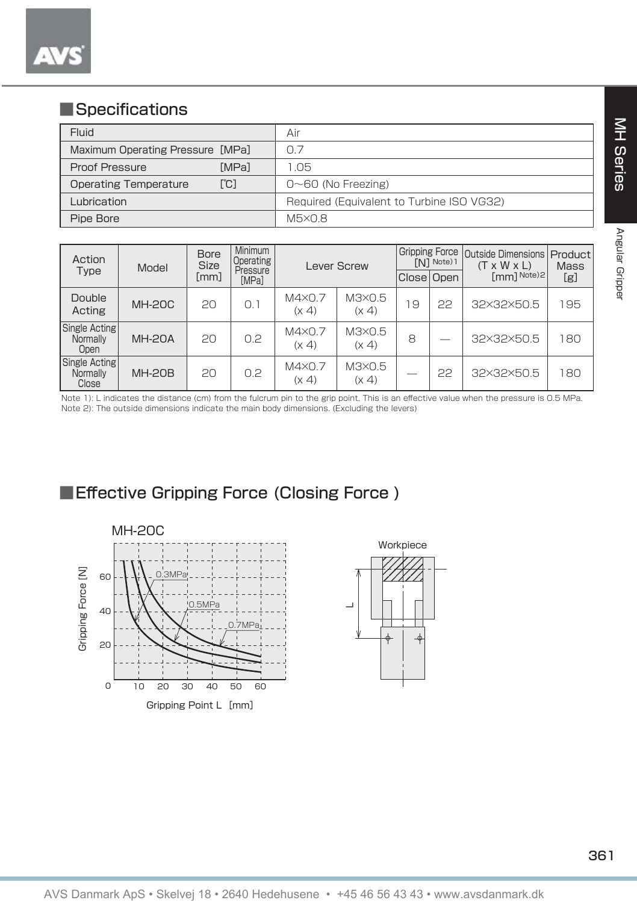## Specifications

| | |
|---|---|
| Fluid | Air |
| Maximum Operating Pressure [MPa] | 0.7 |
| Proof Pressure [MPa] | 1.05 |
| Operating Temperature [℃] | 0~60 (No Freezing) |
| Lubrication | Required (Equivalent to Turbine ISO VG32) |
| Pipe Bore | M5×0.8 |

| Action Type | Model | Bore Size [mm] | Minimum Operating Pressure [MPa] | Lever Screw | | Gripping Force [N] Note) 1 | | Outside Dimensions (T x W x L) [mm] Note) 2 | Product Mass [g] |
|---|---|---|---|---|---|---|---|---|---|
| | | | | | | Close | Open | | |
| Double Acting | MH-20C | 20 | 0.1 | M4×0.7 (x 4) | M3×0.5 (x 4) | 19 | 22 | 32×32×50.5 | 195 |
| Single Acting Normally Open | MH-20A | 20 | 0.2 | M4×0.7 (x 4) | M3×0.5 (x 4) | 8 | — | 32×32×50.5 | 180 |
| Single Acting Normally Close | MH-20B | 20 | 0.2 | M4×0.7 (x 4) | M3×0.5 (x 4) | — | 22 | 32×32×50.5 | 180 |

Note 1): L indicates the distance (cm) from the fulcrum pin to the grip point. This is an effective value when the pressure is 0.5 MPa.
Note 2): The outside dimensions indicate the main body dimensions. (Excluding the levers)

## Effective Gripping Force (Closing Force )

MH-20C

Gripping Force [N]: 0, 20, 40, 60

Gripping Point L [mm]: 10, 20, 30, 40, 50, 60

0.3MPa, 0.5MPa, 0.7MPa

Workpiece

L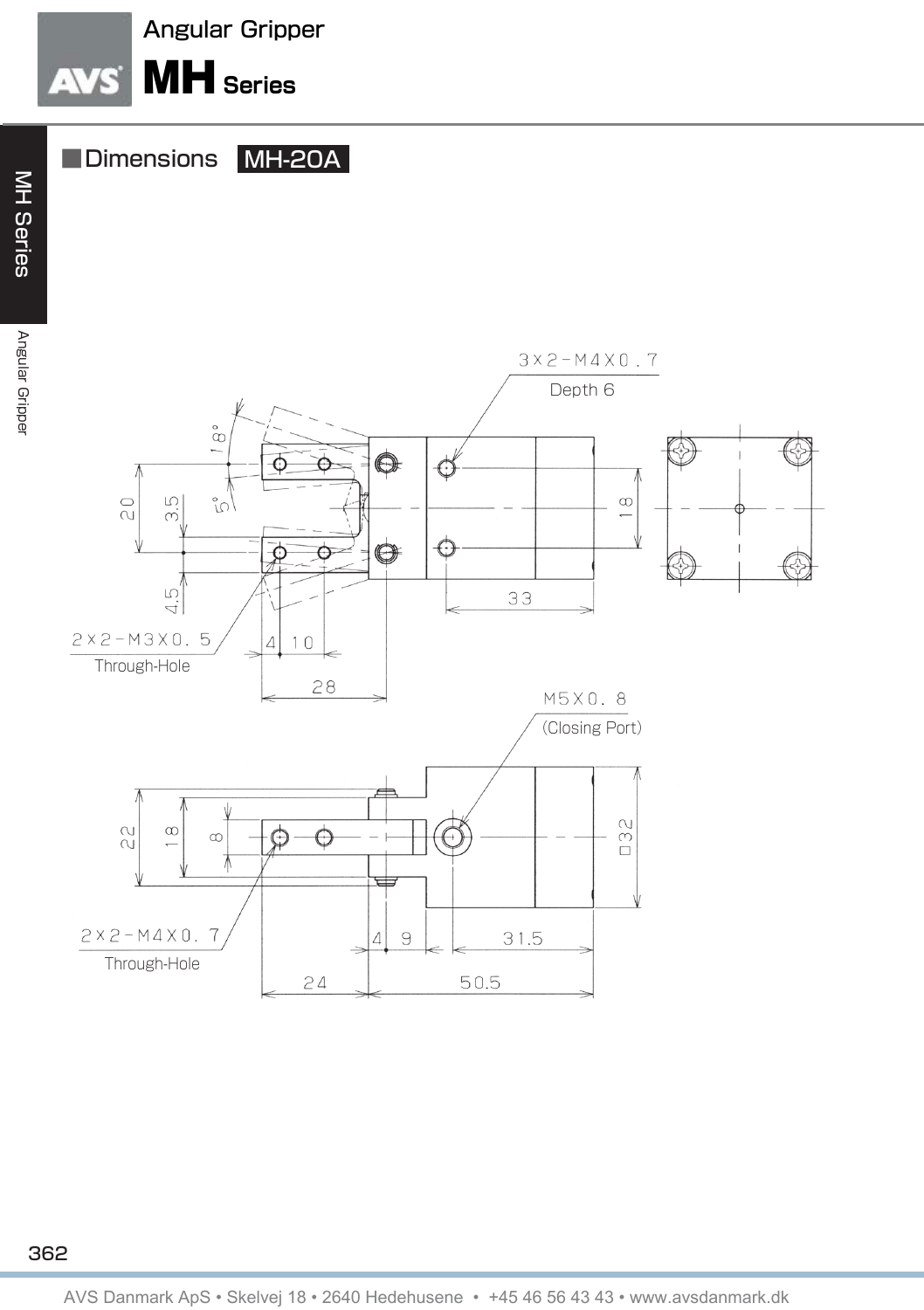# Angular Gripper

# MH Series

## Dimensions MH-20A

3×2-M4×0.7
Depth 6

18°

5°

20

3.5

4.5

18

33

2×2-M3×0.5
Through-Hole

4 10

28

M5×0.8
(Closing Port)

22

18

8

□32

2×2-M4×0.7
Through-Hole

4 9

31.5

24

50.5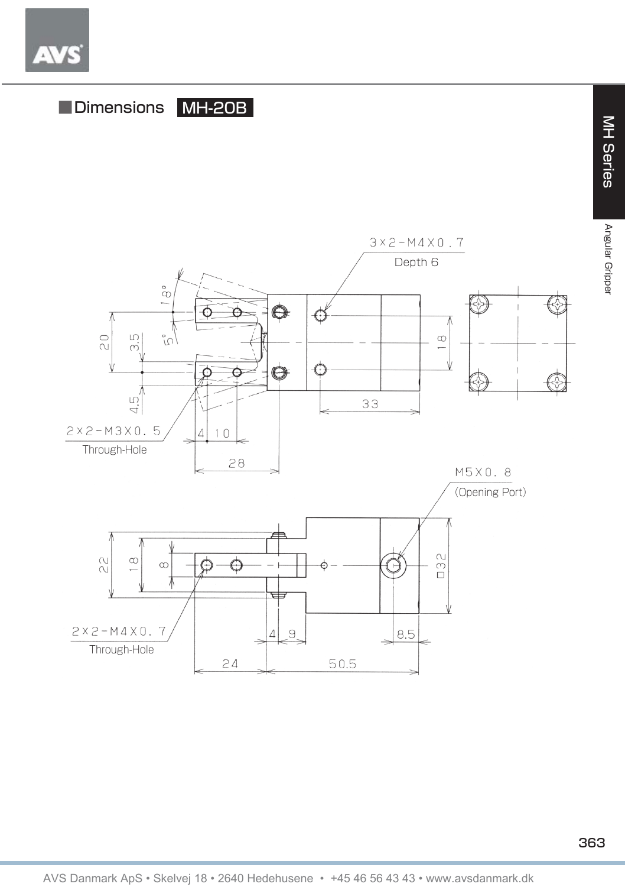## Dimensions MH-20B

3×2-M4X0.7
Depth 6

2×2-M3X0.5
Through-Hole

M5X0.8
(Opening Port)

2×2-M4X0.7
Through-Hole

18°, 5°, 20, 3.5, 4.5, 4, 10, 28, 18, 33, 22, 18, 8, 4, 9, 8.5, □32, 24, 50.5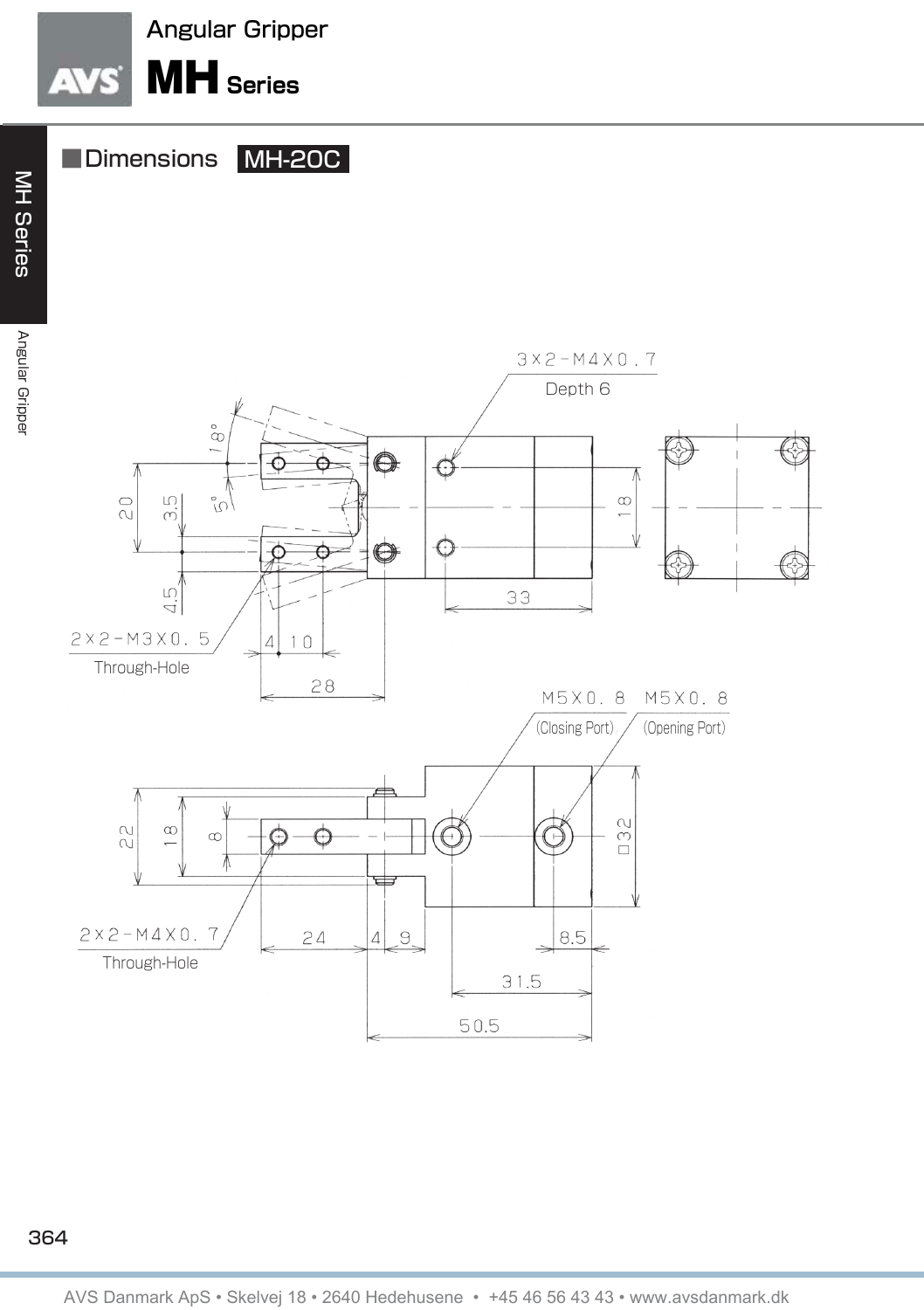# Angular Gripper

# MH Series

## Dimensions MH-20C

3×2-M4X0.7
Depth 6

18°
5°
20
3.5
4.5
18
33

2×2-M3X0.5
Through-Hole

4 10
28

M5X0.8 (Closing Port)
M5X0.8 (Opening Port)

22
18
8
□32

2×2-M4X0.7
Through-Hole

24
4 9
8.5
31.5
50.5